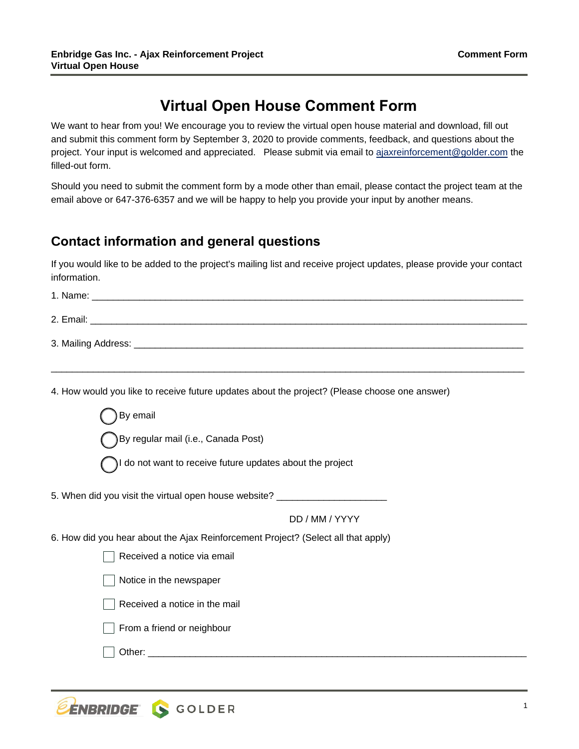# Virtual Open House Comment Form

We want to hear from you! We encourage you to review the virtual open house material and download, fill out and submit this comment form by September 3, 2020 to provide comments, feedback, and questions about the project. Your input is welcomed and appreciated. Please submit via email to ajaxreinforcement@golder.com the filled-out form.

Should you need to submit the comment form by a mode other than email, please contact the project team at the email above or 647-376-6357 and we will be happy to help you provide your input by another means.

## Contact information and general questions

If you would like to be added to the project's mailing list and receive project updates, please provide your contact information.

1. Name: ___________________________________________________________________________

2. Email: ___________________________________________________________________________

3. Mailing Address: ___________________________________________________________________

___________________________________________________________________________________

4. How would you like to receive future updates about the project? (Please choose one answer)

   ◯ By email

   ◯ By regular mail (i.e., Canada Post)

   ◯ I do not want to receive future updates about the project

5. When did you visit the virtual open house website? ____________________

   DD / MM / YYYY

6. How did you hear about the Ajax Reinforcement Project? (Select all that apply)

   ☐ Received a notice via email

   ☐ Notice in the newspaper

   ☐ Received a notice in the mail

   ☐ From a friend or neighbour

   ☐ Other: ____________________________________________________________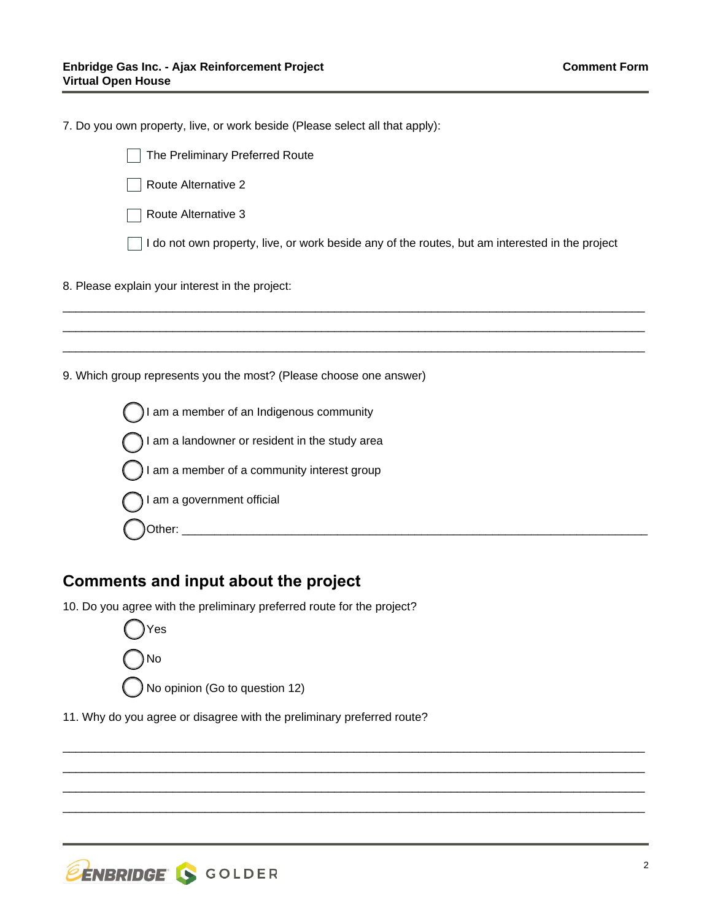7. Do you own property, live, or work beside (Please select all that apply):

- ☐ The Preliminary Preferred Route
- ☐ Route Alternative 2
- ☐ Route Alternative 3
- ☐ I do not own property, live, or work beside any of the routes, but am interested in the project

8. Please explain your interest in the project:

_______________________________________________________________________________

_______________________________________________________________________________

_______________________________________________________________________________

9. Which group represents you the most? (Please choose one answer)

- ◯ I am a member of an Indigenous community
- ◯ I am a landowner or resident in the study area
- ◯ I am a member of a community interest group
- ◯ I am a government official
- ◯ Other: ________________________________________________________________

## Comments and input about the project

10. Do you agree with the preliminary preferred route for the project?

- ◯ Yes
- ◯ No
- ◯ No opinion (Go to question 12)

11. Why do you agree or disagree with the preliminary preferred route?

_______________________________________________________________________________

_______________________________________________________________________________

_______________________________________________________________________________

_______________________________________________________________________________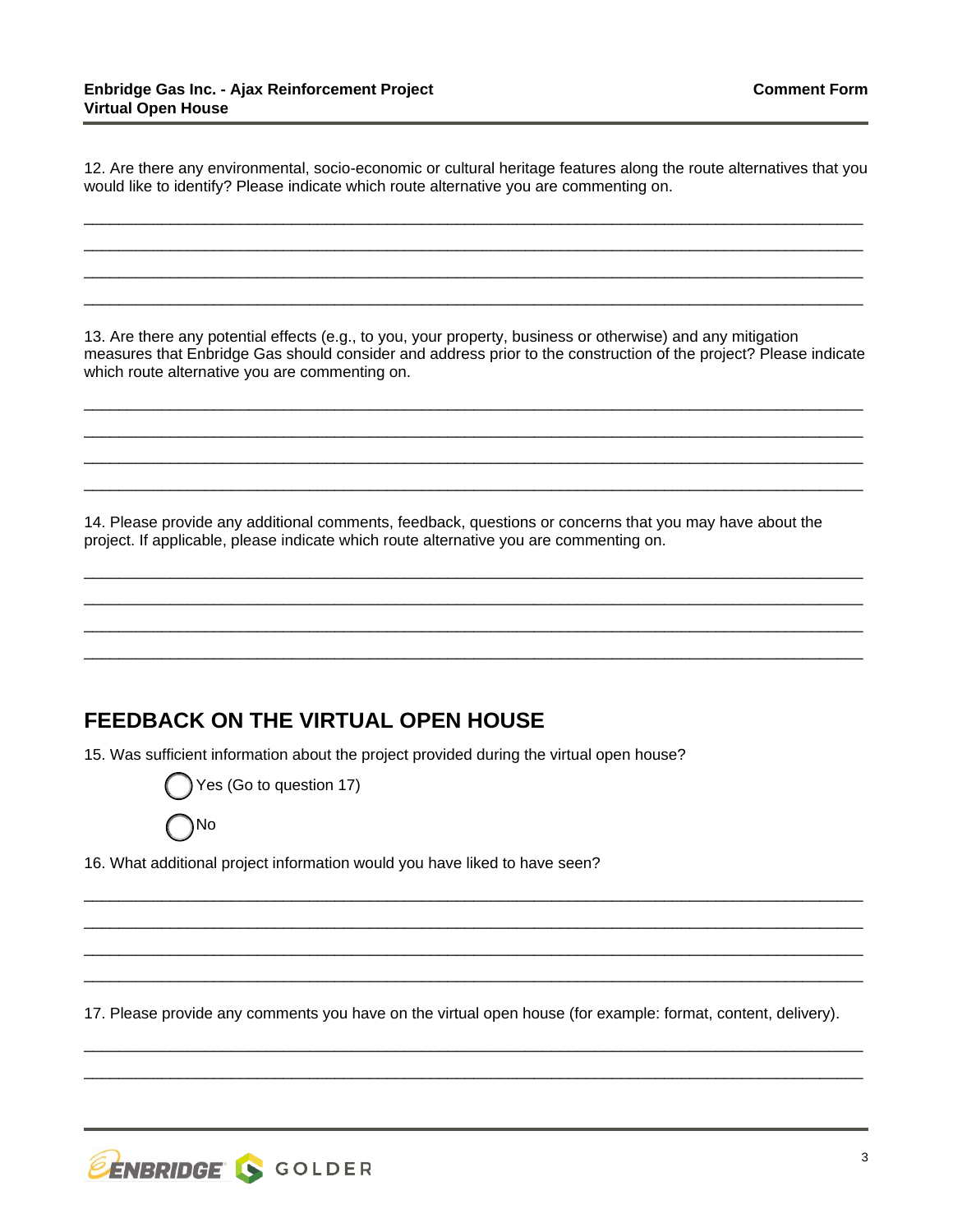12. Are there any environmental, socio-economic or cultural heritage features along the route alternatives that you would like to identify? Please indicate which route alternative you are commenting on.

_______________________________________________________________________________________

_______________________________________________________________________________________

_______________________________________________________________________________________

_______________________________________________________________________________________

13. Are there any potential effects (e.g., to you, your property, business or otherwise) and any mitigation measures that Enbridge Gas should consider and address prior to the construction of the project? Please indicate which route alternative you are commenting on.

_______________________________________________________________________________________

_______________________________________________________________________________________

_______________________________________________________________________________________

_______________________________________________________________________________________

14. Please provide any additional comments, feedback, questions or concerns that you may have about the project. If applicable, please indicate which route alternative you are commenting on.

_______________________________________________________________________________________

_______________________________________________________________________________________

_______________________________________________________________________________________

_______________________________________________________________________________________

## FEEDBACK ON THE VIRTUAL OPEN HOUSE

15. Was sufficient information about the project provided during the virtual open house?

- ◯ Yes (Go to question 17)
- ◯ No

16. What additional project information would you have liked to have seen?

_______________________________________________________________________________________

_______________________________________________________________________________________

_______________________________________________________________________________________

_______________________________________________________________________________________

17. Please provide any comments you have on the virtual open house (for example: format, content, delivery).

_______________________________________________________________________________________

_______________________________________________________________________________________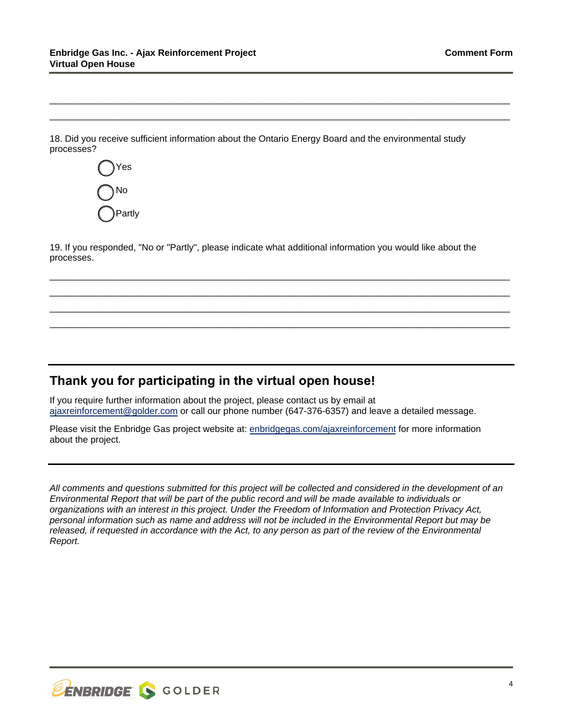\_\_\_\_\_\_\_\_\_\_\_\_\_\_\_\_\_\_\_\_\_\_\_\_\_\_\_\_\_\_\_\_\_\_\_\_\_\_\_\_\_\_\_\_\_\_\_\_\_\_\_\_\_\_\_\_\_\_\_\_\_\_\_\_\_\_\_\_\_\_\_\_\_\_\_\_\_\_

\_\_\_\_\_\_\_\_\_\_\_\_\_\_\_\_\_\_\_\_\_\_\_\_\_\_\_\_\_\_\_\_\_\_\_\_\_\_\_\_\_\_\_\_\_\_\_\_\_\_\_\_\_\_\_\_\_\_\_\_\_\_\_\_\_\_\_\_\_\_\_\_\_\_\_\_\_\_

18. Did you receive sufficient information about the Ontario Energy Board and the environmental study processes?

- ◯ Yes
- ◯ No
- ◯ Partly

19. If you responded, "No or "Partly", please indicate what additional information you would like about the processes.

\_\_\_\_\_\_\_\_\_\_\_\_\_\_\_\_\_\_\_\_\_\_\_\_\_\_\_\_\_\_\_\_\_\_\_\_\_\_\_\_\_\_\_\_\_\_\_\_\_\_\_\_\_\_\_\_\_\_\_\_\_\_\_\_\_\_\_\_\_\_\_\_\_\_\_\_\_\_

\_\_\_\_\_\_\_\_\_\_\_\_\_\_\_\_\_\_\_\_\_\_\_\_\_\_\_\_\_\_\_\_\_\_\_\_\_\_\_\_\_\_\_\_\_\_\_\_\_\_\_\_\_\_\_\_\_\_\_\_\_\_\_\_\_\_\_\_\_\_\_\_\_\_\_\_\_\_

\_\_\_\_\_\_\_\_\_\_\_\_\_\_\_\_\_\_\_\_\_\_\_\_\_\_\_\_\_\_\_\_\_\_\_\_\_\_\_\_\_\_\_\_\_\_\_\_\_\_\_\_\_\_\_\_\_\_\_\_\_\_\_\_\_\_\_\_\_\_\_\_\_\_\_\_\_\_

\_\_\_\_\_\_\_\_\_\_\_\_\_\_\_\_\_\_\_\_\_\_\_\_\_\_\_\_\_\_\_\_\_\_\_\_\_\_\_\_\_\_\_\_\_\_\_\_\_\_\_\_\_\_\_\_\_\_\_\_\_\_\_\_\_\_\_\_\_\_\_\_\_\_\_\_\_\_

---

## Thank you for participating in the virtual open house!

If you require further information about the project, please contact us by email at ajaxreinforcement@golder.com or call our phone number (647-376-6357) and leave a detailed message.

Please visit the Enbridge Gas project website at: enbridgegas.com/ajaxreinforcement for more information about the project.

---

*All comments and questions submitted for this project will be collected and considered in the development of an Environmental Report that will be part of the public record and will be made available to individuals or organizations with an interest in this project. Under the Freedom of Information and Protection Privacy Act, personal information such as name and address will not be included in the Environmental Report but may be released, if requested in accordance with the Act, to any person as part of the review of the Environmental Report.*